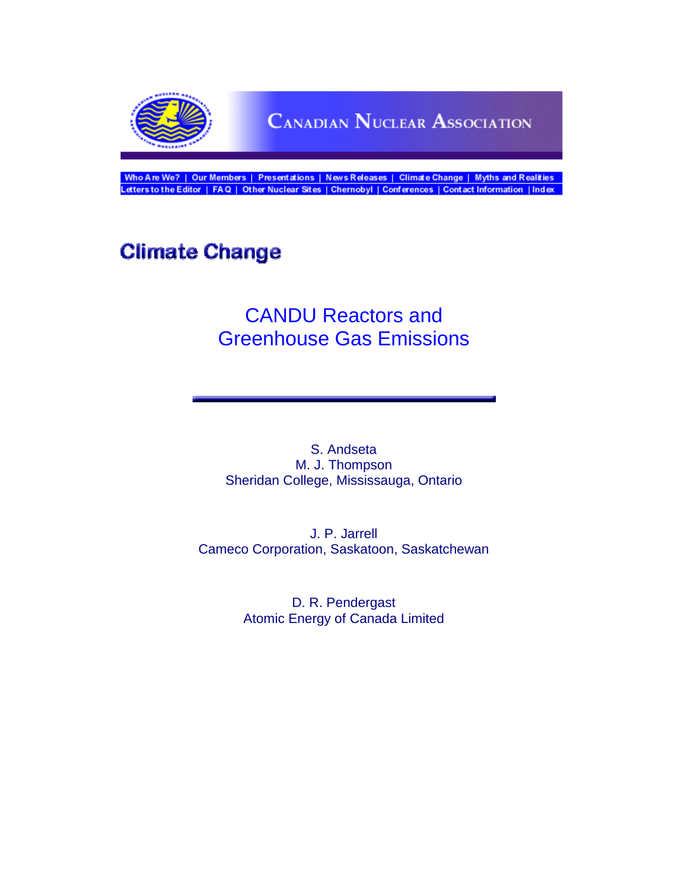# Canadian Nuclear Association

Who Are We? | Our Members | Presentations | News Releases | Climate Change | Myths and Realities
Letters to the Editor | FAQ | Other Nuclear Sites | Chernobyl | Conferences | Contact Information | Index

## Climate Change

# CANDU Reactors and Greenhouse Gas Emissions

S. Andseta
M. J. Thompson
Sheridan College, Mississauga, Ontario

J. P. Jarrell
Cameco Corporation, Saskatoon, Saskatchewan

D. R. Pendergast
Atomic Energy of Canada Limited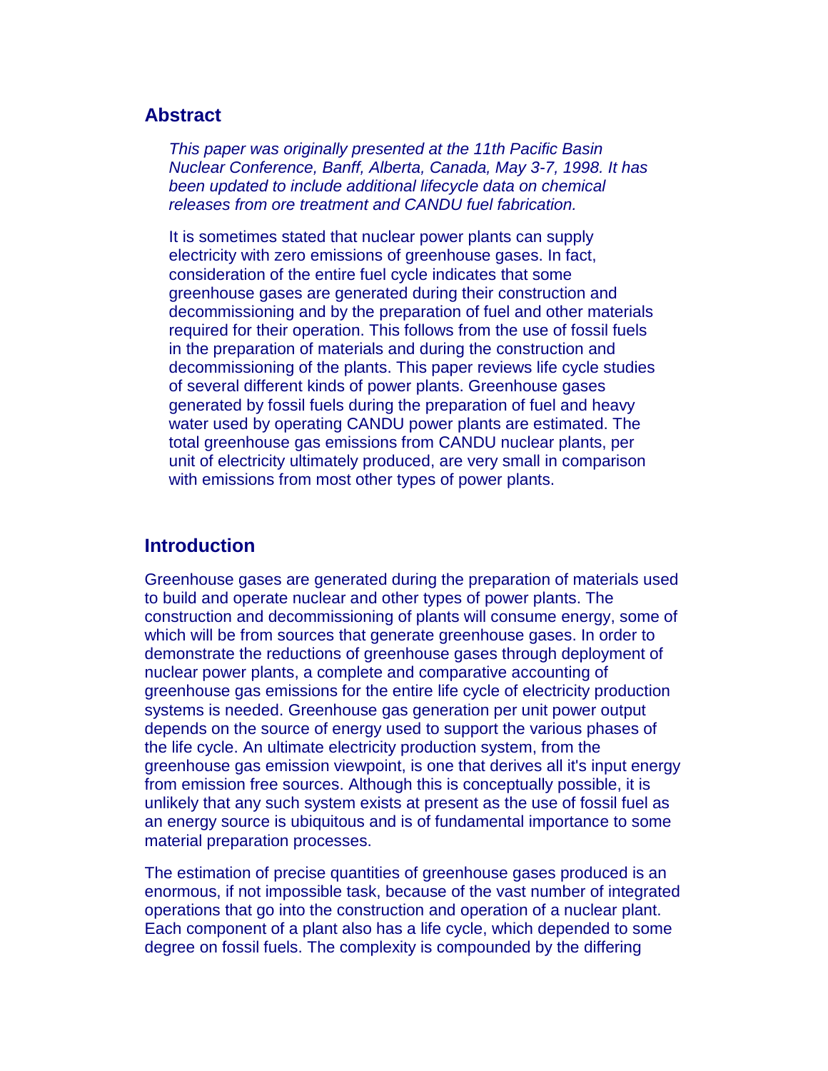## Abstract

*This paper was originally presented at the 11th Pacific Basin Nuclear Conference, Banff, Alberta, Canada, May 3-7, 1998. It has been updated to include additional lifecycle data on chemical releases from ore treatment and CANDU fuel fabrication.*

It is sometimes stated that nuclear power plants can supply electricity with zero emissions of greenhouse gases. In fact, consideration of the entire fuel cycle indicates that some greenhouse gases are generated during their construction and decommissioning and by the preparation of fuel and other materials required for their operation. This follows from the use of fossil fuels in the preparation of materials and during the construction and decommissioning of the plants. This paper reviews life cycle studies of several different kinds of power plants. Greenhouse gases generated by fossil fuels during the preparation of fuel and heavy water used by operating CANDU power plants are estimated. The total greenhouse gas emissions from CANDU nuclear plants, per unit of electricity ultimately produced, are very small in comparison with emissions from most other types of power plants.

## Introduction

Greenhouse gases are generated during the preparation of materials used to build and operate nuclear and other types of power plants. The construction and decommissioning of plants will consume energy, some of which will be from sources that generate greenhouse gases. In order to demonstrate the reductions of greenhouse gases through deployment of nuclear power plants, a complete and comparative accounting of greenhouse gas emissions for the entire life cycle of electricity production systems is needed. Greenhouse gas generation per unit power output depends on the source of energy used to support the various phases of the life cycle. An ultimate electricity production system, from the greenhouse gas emission viewpoint, is one that derives all it's input energy from emission free sources. Although this is conceptually possible, it is unlikely that any such system exists at present as the use of fossil fuel as an energy source is ubiquitous and is of fundamental importance to some material preparation processes.

The estimation of precise quantities of greenhouse gases produced is an enormous, if not impossible task, because of the vast number of integrated operations that go into the construction and operation of a nuclear plant. Each component of a plant also has a life cycle, which depended to some degree on fossil fuels. The complexity is compounded by the differing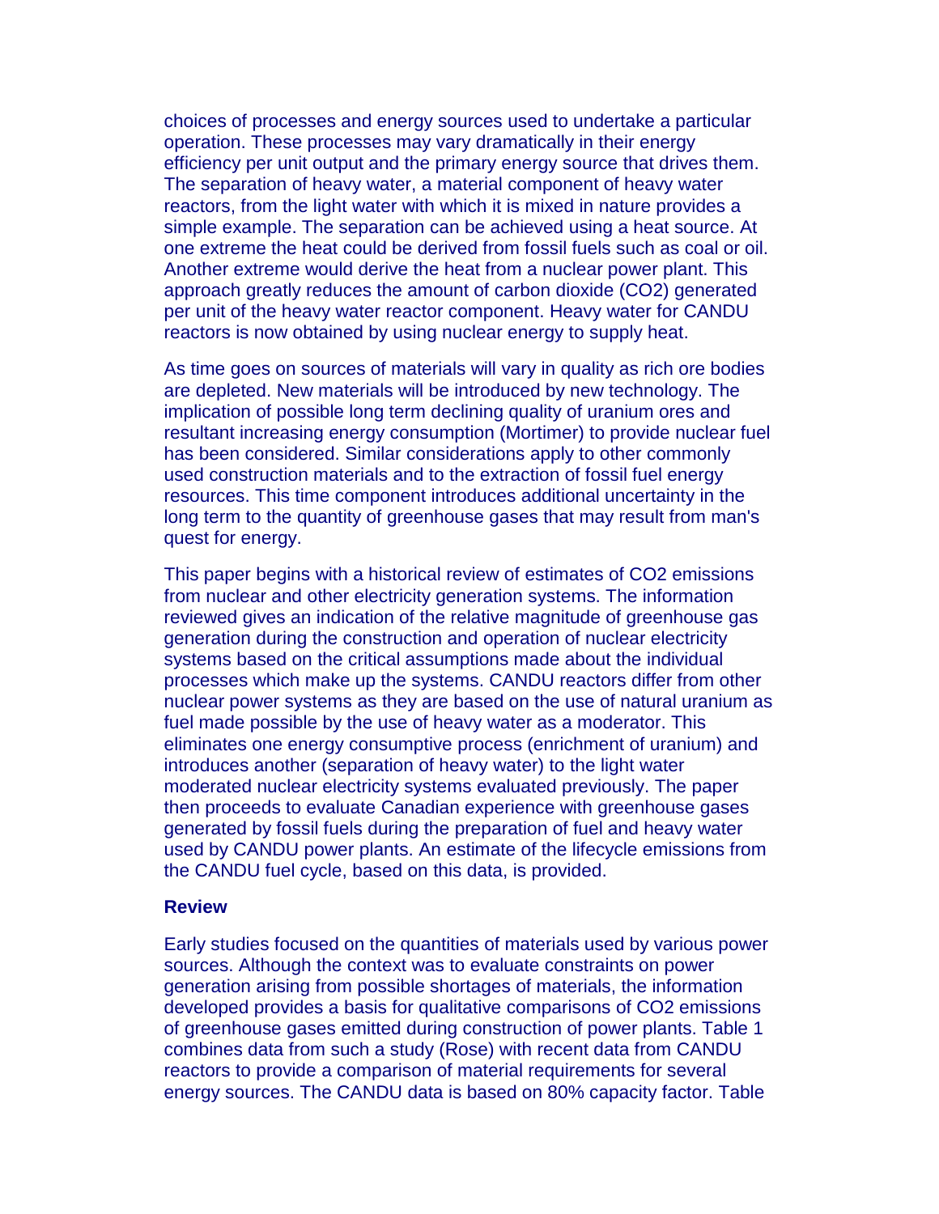choices of processes and energy sources used to undertake a particular operation. These processes may vary dramatically in their energy efficiency per unit output and the primary energy source that drives them. The separation of heavy water, a material component of heavy water reactors, from the light water with which it is mixed in nature provides a simple example. The separation can be achieved using a heat source. At one extreme the heat could be derived from fossil fuels such as coal or oil. Another extreme would derive the heat from a nuclear power plant. This approach greatly reduces the amount of carbon dioxide ($CO_2$) generated per unit of the heavy water reactor component. Heavy water for CANDU reactors is now obtained by using nuclear energy to supply heat.

As time goes on sources of materials will vary in quality as rich ore bodies are depleted. New materials will be introduced by new technology. The implication of possible long term declining quality of uranium ores and resultant increasing energy consumption (Mortimer) to provide nuclear fuel has been considered. Similar considerations apply to other commonly used construction materials and to the extraction of fossil fuel energy resources. This time component introduces additional uncertainty in the long term to the quantity of greenhouse gases that may result from man's quest for energy.

This paper begins with a historical review of estimates of $CO_2$ emissions from nuclear and other electricity generation systems. The information reviewed gives an indication of the relative magnitude of greenhouse gas generation during the construction and operation of nuclear electricity systems based on the critical assumptions made about the individual processes which make up the systems. CANDU reactors differ from other nuclear power systems as they are based on the use of natural uranium as fuel made possible by the use of heavy water as a moderator. This eliminates one energy consumptive process (enrichment of uranium) and introduces another (separation of heavy water) to the light water moderated nuclear electricity systems evaluated previously. The paper then proceeds to evaluate Canadian experience with greenhouse gases generated by fossil fuels during the preparation of fuel and heavy water used by CANDU power plants. An estimate of the lifecycle emissions from the CANDU fuel cycle, based on this data, is provided.

## Review

Early studies focused on the quantities of materials used by various power sources. Although the context was to evaluate constraints on power generation arising from possible shortages of materials, the information developed provides a basis for qualitative comparisons of $CO_2$ emissions of greenhouse gases emitted during construction of power plants. Table 1 combines data from such a study (Rose) with recent data from CANDU reactors to provide a comparison of material requirements for several energy sources. The CANDU data is based on 80% capacity factor. Table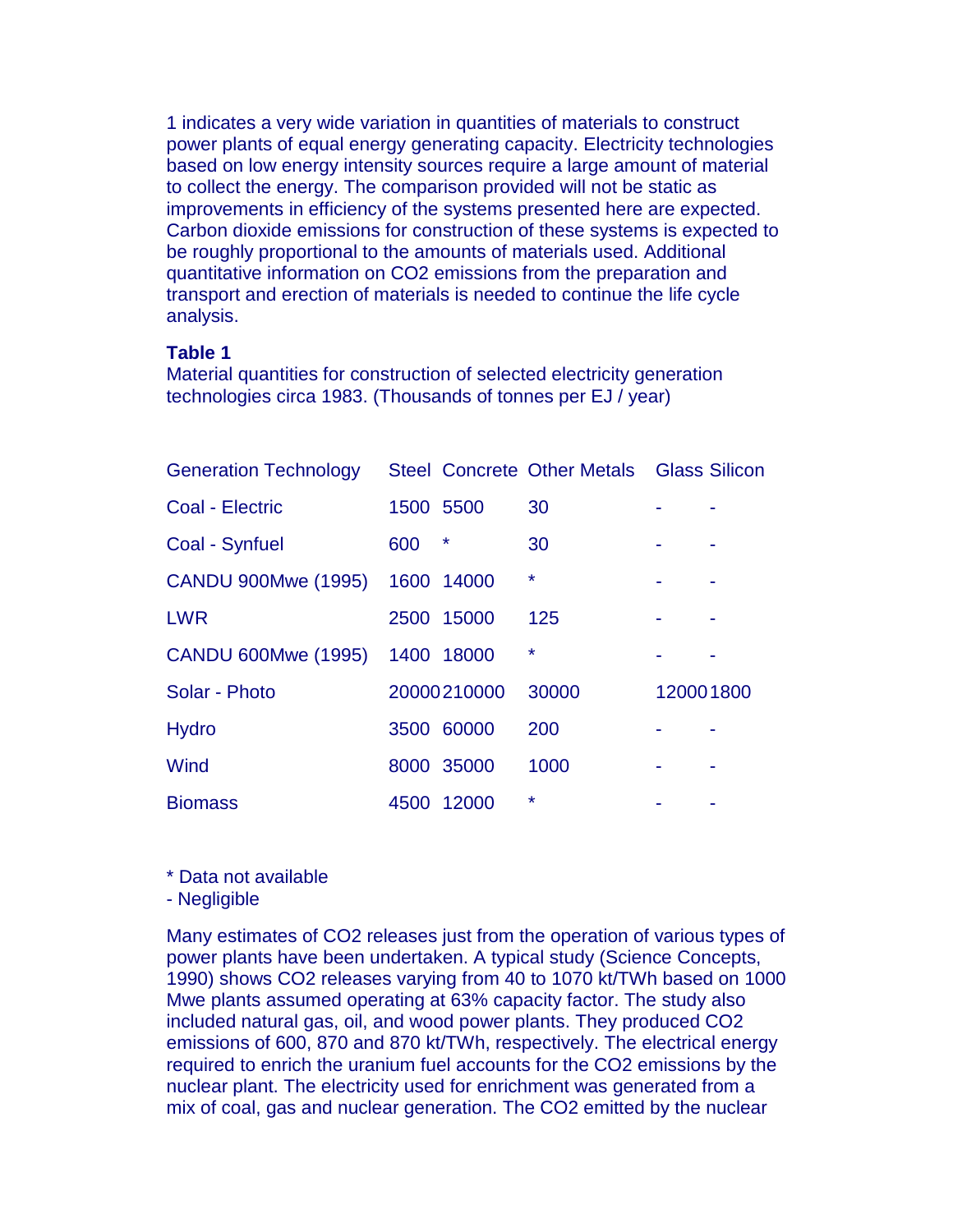1 indicates a very wide variation in quantities of materials to construct power plants of equal energy generating capacity. Electricity technologies based on low energy intensity sources require a large amount of material to collect the energy. The comparison provided will not be static as improvements in efficiency of the systems presented here are expected. Carbon dioxide emissions for construction of these systems is expected to be roughly proportional to the amounts of materials used. Additional quantitative information on $CO_2$ emissions from the preparation and transport and erection of materials is needed to continue the life cycle analysis.

**Table 1**

Material quantities for construction of selected electricity generation technologies circa 1983. (Thousands of tonnes per EJ / year)

| Generation Technology | Steel | Concrete | Other Metals | Glass | Silicon |
|---|---|---|---|---|---|
| Coal - Electric | 1500 | 5500 | 30 | - | - |
| Coal - Synfuel | 600 | * | 30 | - | - |
| CANDU 900Mwe (1995) | 1600 | 14000 | * | - | - |
| LWR | 2500 | 15000 | 125 | - | - |
| CANDU 600Mwe (1995) | 1400 | 18000 | * | - | - |
| Solar - Photo | 20000 | 210000 | 30000 | 12000 | 1800 |
| Hydro | 3500 | 60000 | 200 | - | - |
| Wind | 8000 | 35000 | 1000 | - | - |
| Biomass | 4500 | 12000 | * | - | - |

\* Data not available

\- Negligible

Many estimates of $CO_2$ releases just from the operation of various types of power plants have been undertaken. A typical study (Science Concepts, 1990) shows $CO_2$ releases varying from 40 to 1070 kt/TWh based on 1000 Mwe plants assumed operating at 63% capacity factor. The study also included natural gas, oil, and wood power plants. They produced $CO_2$ emissions of 600, 870 and 870 kt/TWh, respectively. The electrical energy required to enrich the uranium fuel accounts for the $CO_2$ emissions by the nuclear plant. The electricity used for enrichment was generated from a mix of coal, gas and nuclear generation. The $CO_2$ emitted by the nuclear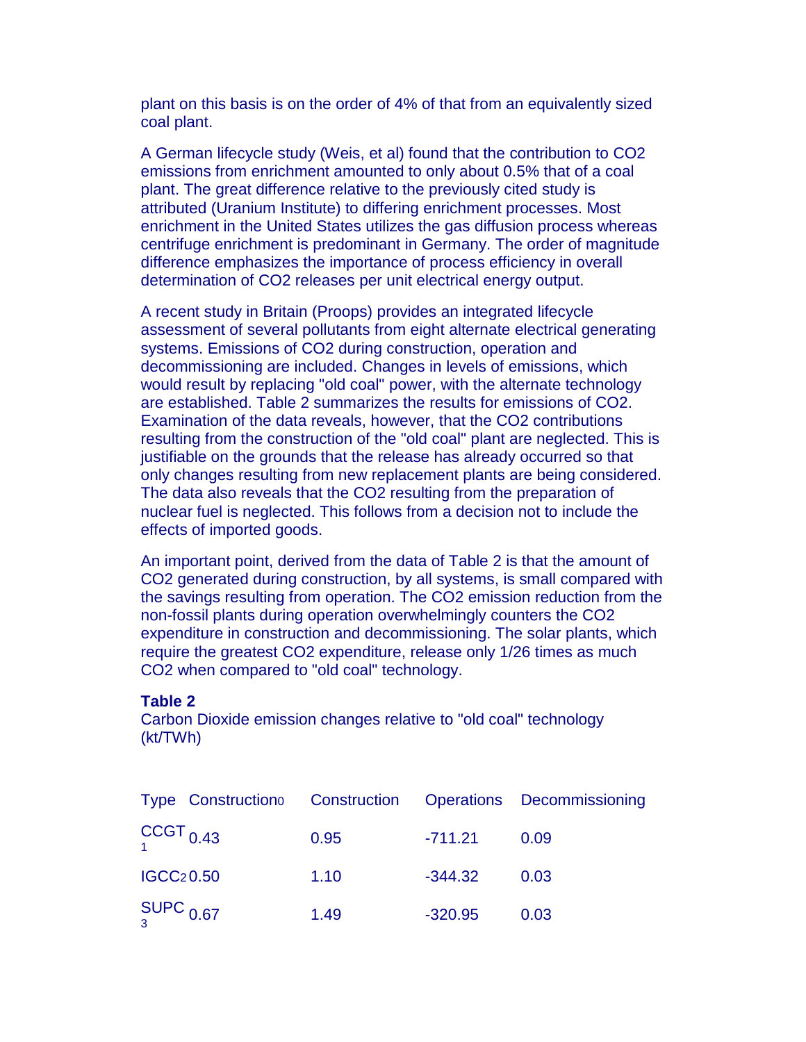plant on this basis is on the order of 4% of that from an equivalently sized coal plant.

A German lifecycle study (Weis, et al) found that the contribution to $CO_2$ emissions from enrichment amounted to only about 0.5% that of a coal plant. The great difference relative to the previously cited study is attributed (Uranium Institute) to differing enrichment processes. Most enrichment in the United States utilizes the gas diffusion process whereas centrifuge enrichment is predominant in Germany. The order of magnitude difference emphasizes the importance of process efficiency in overall determination of $CO_2$ releases per unit electrical energy output.

A recent study in Britain (Proops) provides an integrated lifecycle assessment of several pollutants from eight alternate electrical generating systems. Emissions of $CO_2$ during construction, operation and decommissioning are included. Changes in levels of emissions, which would result by replacing "old coal" power, with the alternate technology are established. Table 2 summarizes the results for emissions of $CO_2$. Examination of the data reveals, however, that the $CO_2$ contributions resulting from the construction of the "old coal" plant are neglected. This is justifiable on the grounds that the release has already occurred so that only changes resulting from new replacement plants are being considered. The data also reveals that the $CO_2$ resulting from the preparation of nuclear fuel is neglected. This follows from a decision not to include the effects of imported goods.

An important point, derived from the data of Table 2 is that the amount of $CO_2$ generated during construction, by all systems, is small compared with the savings resulting from operation. The $CO_2$ emission reduction from the non-fossil plants during operation overwhelmingly counters the $CO_2$ expenditure in construction and decommissioning. The solar plants, which require the greatest $CO_2$ expenditure, release only 1/26 times as much $CO_2$ when compared to "old coal" technology.

**Table 2**
Carbon Dioxide emission changes relative to "old coal" technology (kt/TWh)

| Type | Construction$_0$ | Construction | Operations | Decommissioning |
|---|---|---|---|---|
| CCGT[1] | 0.43 | 0.95 | -711.21 | 0.09 |
| IGCC[2] | 0.50 | 1.10 | -344.32 | 0.03 |
| SUPC[3] | 0.67 | 1.49 | -320.95 | 0.03 |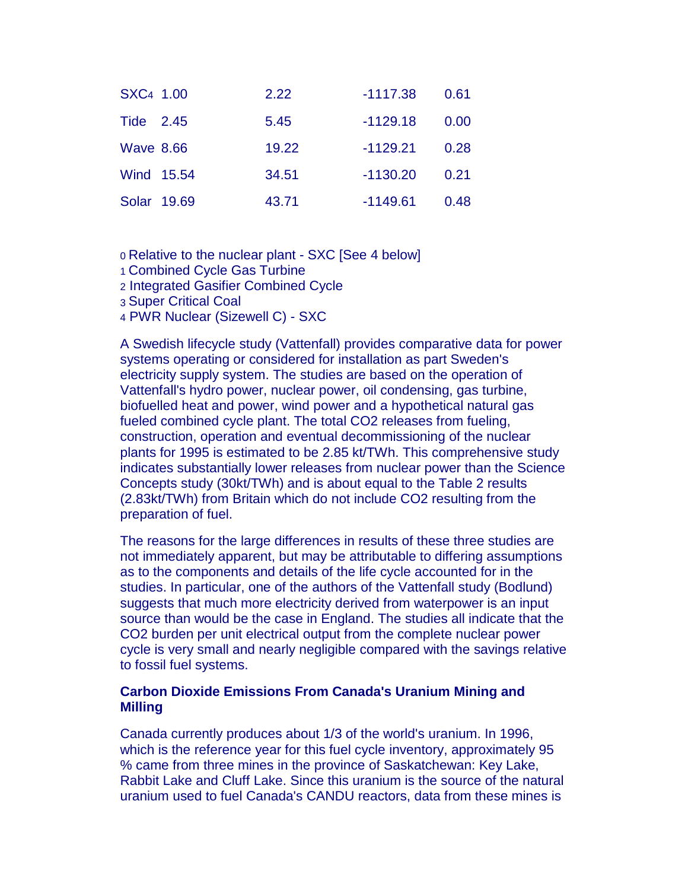| | | | | |
|---|---|---|---|---|
| SXC[4] | 1.00 | 2.22 | -1117.38 | 0.61 |
| Tide | 2.45 | 5.45 | -1129.18 | 0.00 |
| Wave | 8.66 | 19.22 | -1129.21 | 0.28 |
| Wind | 15.54 | 34.51 | -1130.20 | 0.21 |
| Solar | 19.69 | 43.71 | -1149.61 | 0.48 |

[0] Relative to the nuclear plant - SXC [See 4 below]
[1] Combined Cycle Gas Turbine
[2] Integrated Gasifier Combined Cycle
[3] Super Critical Coal
[4] PWR Nuclear (Sizewell C) - SXC

A Swedish lifecycle study (Vattenfall) provides comparative data for power systems operating or considered for installation as part Sweden's electricity supply system. The studies are based on the operation of Vattenfall's hydro power, nuclear power, oil condensing, gas turbine, biofuelled heat and power, wind power and a hypothetical natural gas fueled combined cycle plant. The total $CO_2$ releases from fueling, construction, operation and eventual decommissioning of the nuclear plants for 1995 is estimated to be 2.85 kt/TWh. This comprehensive study indicates substantially lower releases from nuclear power than the Science Concepts study (30kt/TWh) and is about equal to the Table 2 results (2.83kt/TWh) from Britain which do not include $CO_2$ resulting from the preparation of fuel.

The reasons for the large differences in results of these three studies are not immediately apparent, but may be attributable to differing assumptions as to the components and details of the life cycle accounted for in the studies. In particular, one of the authors of the Vattenfall study (Bodlund) suggests that much more electricity derived from waterpower is an input source than would be the case in England. The studies all indicate that the $CO_2$ burden per unit electrical output from the complete nuclear power cycle is very small and nearly negligible compared with the savings relative to fossil fuel systems.

**Carbon Dioxide Emissions From Canada's Uranium Mining and Milling**

Canada currently produces about 1/3 of the world's uranium. In 1996, which is the reference year for this fuel cycle inventory, approximately 95 % came from three mines in the province of Saskatchewan: Key Lake, Rabbit Lake and Cluff Lake. Since this uranium is the source of the natural uranium used to fuel Canada's CANDU reactors, data from these mines is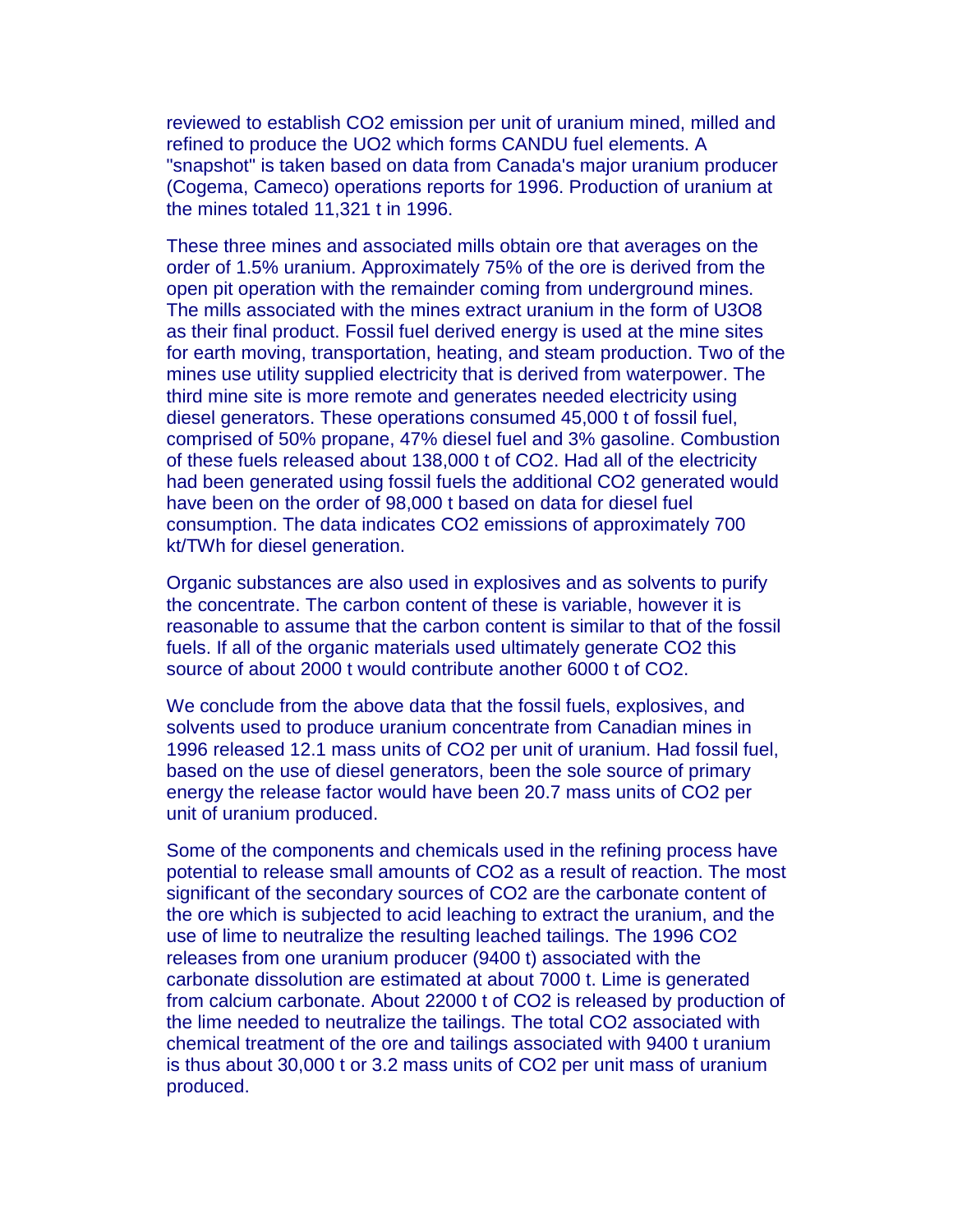reviewed to establish $CO_2$ emission per unit of uranium mined, milled and refined to produce the $UO_2$ which forms CANDU fuel elements. A "snapshot" is taken based on data from Canada's major uranium producer (Cogema, Cameco) operations reports for 1996. Production of uranium at the mines totaled 11,321 t in 1996.

These three mines and associated mills obtain ore that averages on the order of 1.5% uranium. Approximately 75% of the ore is derived from the open pit operation with the remainder coming from underground mines. The mills associated with the mines extract uranium in the form of $U_3O_8$ as their final product. Fossil fuel derived energy is used at the mine sites for earth moving, transportation, heating, and steam production. Two of the mines use utility supplied electricity that is derived from waterpower. The third mine site is more remote and generates needed electricity using diesel generators. These operations consumed 45,000 t of fossil fuel, comprised of 50% propane, 47% diesel fuel and 3% gasoline. Combustion of these fuels released about 138,000 t of $CO_2$. Had all of the electricity had been generated using fossil fuels the additional $CO_2$ generated would have been on the order of 98,000 t based on data for diesel fuel consumption. The data indicates $CO_2$ emissions of approximately 700 kt/TWh for diesel generation.

Organic substances are also used in explosives and as solvents to purify the concentrate. The carbon content of these is variable, however it is reasonable to assume that the carbon content is similar to that of the fossil fuels. If all of the organic materials used ultimately generate $CO_2$ this source of about 2000 t would contribute another 6000 t of $CO_2$.

We conclude from the above data that the fossil fuels, explosives, and solvents used to produce uranium concentrate from Canadian mines in 1996 released 12.1 mass units of $CO_2$ per unit of uranium. Had fossil fuel, based on the use of diesel generators, been the sole source of primary energy the release factor would have been 20.7 mass units of $CO_2$ per unit of uranium produced.

Some of the components and chemicals used in the refining process have potential to release small amounts of $CO_2$ as a result of reaction. The most significant of the secondary sources of $CO_2$ are the carbonate content of the ore which is subjected to acid leaching to extract the uranium, and the use of lime to neutralize the resulting leached tailings. The 1996 $CO_2$ releases from one uranium producer (9400 t) associated with the carbonate dissolution are estimated at about 7000 t. Lime is generated from calcium carbonate. About 22000 t of $CO_2$ is released by production of the lime needed to neutralize the tailings. The total $CO_2$ associated with chemical treatment of the ore and tailings associated with 9400 t uranium is thus about 30,000 t or 3.2 mass units of $CO_2$ per unit mass of uranium produced.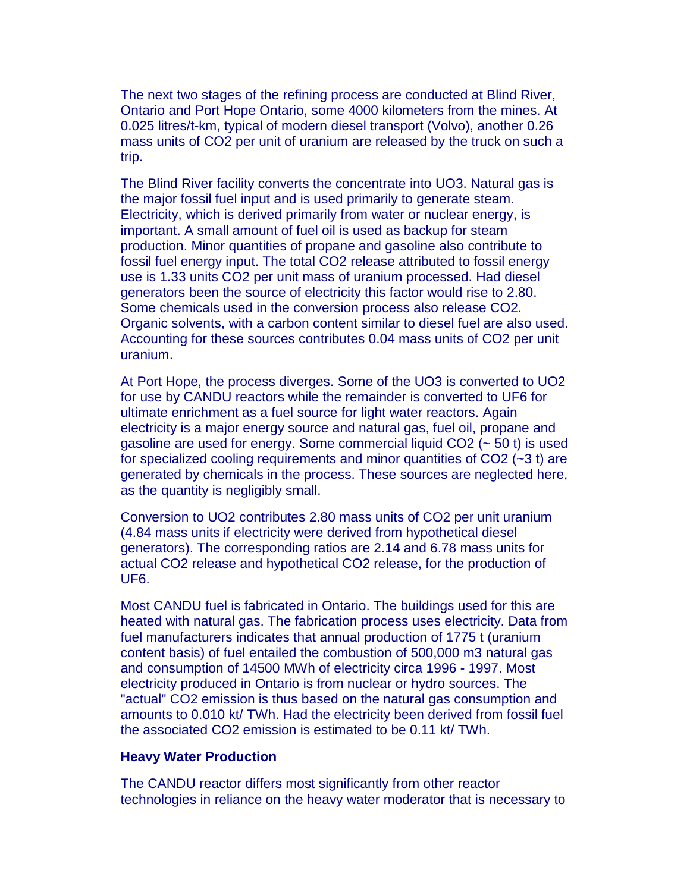The next two stages of the refining process are conducted at Blind River, Ontario and Port Hope Ontario, some 4000 kilometers from the mines. At 0.025 litres/t-km, typical of modern diesel transport (Volvo), another 0.26 mass units of $CO_2$ per unit of uranium are released by the truck on such a trip.

The Blind River facility converts the concentrate into $UO_3$. Natural gas is the major fossil fuel input and is used primarily to generate steam. Electricity, which is derived primarily from water or nuclear energy, is important. A small amount of fuel oil is used as backup for steam production. Minor quantities of propane and gasoline also contribute to fossil fuel energy input. The total $CO_2$ release attributed to fossil energy use is 1.33 units $CO_2$ per unit mass of uranium processed. Had diesel generators been the source of electricity this factor would rise to 2.80. Some chemicals used in the conversion process also release $CO_2$. Organic solvents, with a carbon content similar to diesel fuel are also used. Accounting for these sources contributes 0.04 mass units of $CO_2$ per unit uranium.

At Port Hope, the process diverges. Some of the $UO_3$ is converted to $UO_2$ for use by CANDU reactors while the remainder is converted to $UF_6$ for ultimate enrichment as a fuel source for light water reactors. Again electricity is a major energy source and natural gas, fuel oil, propane and gasoline are used for energy. Some commercial liquid $CO_2$ (~ 50 t) is used for specialized cooling requirements and minor quantities of $CO_2$ (~3 t) are generated by chemicals in the process. These sources are neglected here, as the quantity is negligibly small.

Conversion to $UO_2$ contributes 2.80 mass units of $CO_2$ per unit uranium (4.84 mass units if electricity were derived from hypothetical diesel generators). The corresponding ratios are 2.14 and 6.78 mass units for actual $CO_2$ release and hypothetical $CO_2$ release, for the production of $UF_6$.

Most CANDU fuel is fabricated in Ontario. The buildings used for this are heated with natural gas. The fabrication process uses electricity. Data from fuel manufacturers indicates that annual production of 1775 t (uranium content basis) of fuel entailed the combustion of 500,000 m3 natural gas and consumption of 14500 MWh of electricity circa 1996 - 1997. Most electricity produced in Ontario is from nuclear or hydro sources. The "actual" $CO_2$ emission is thus based on the natural gas consumption and amounts to 0.010 kt/ TWh. Had the electricity been derived from fossil fuel the associated $CO_2$ emission is estimated to be 0.11 kt/ TWh.

**Heavy Water Production**

The CANDU reactor differs most significantly from other reactor technologies in reliance on the heavy water moderator that is necessary to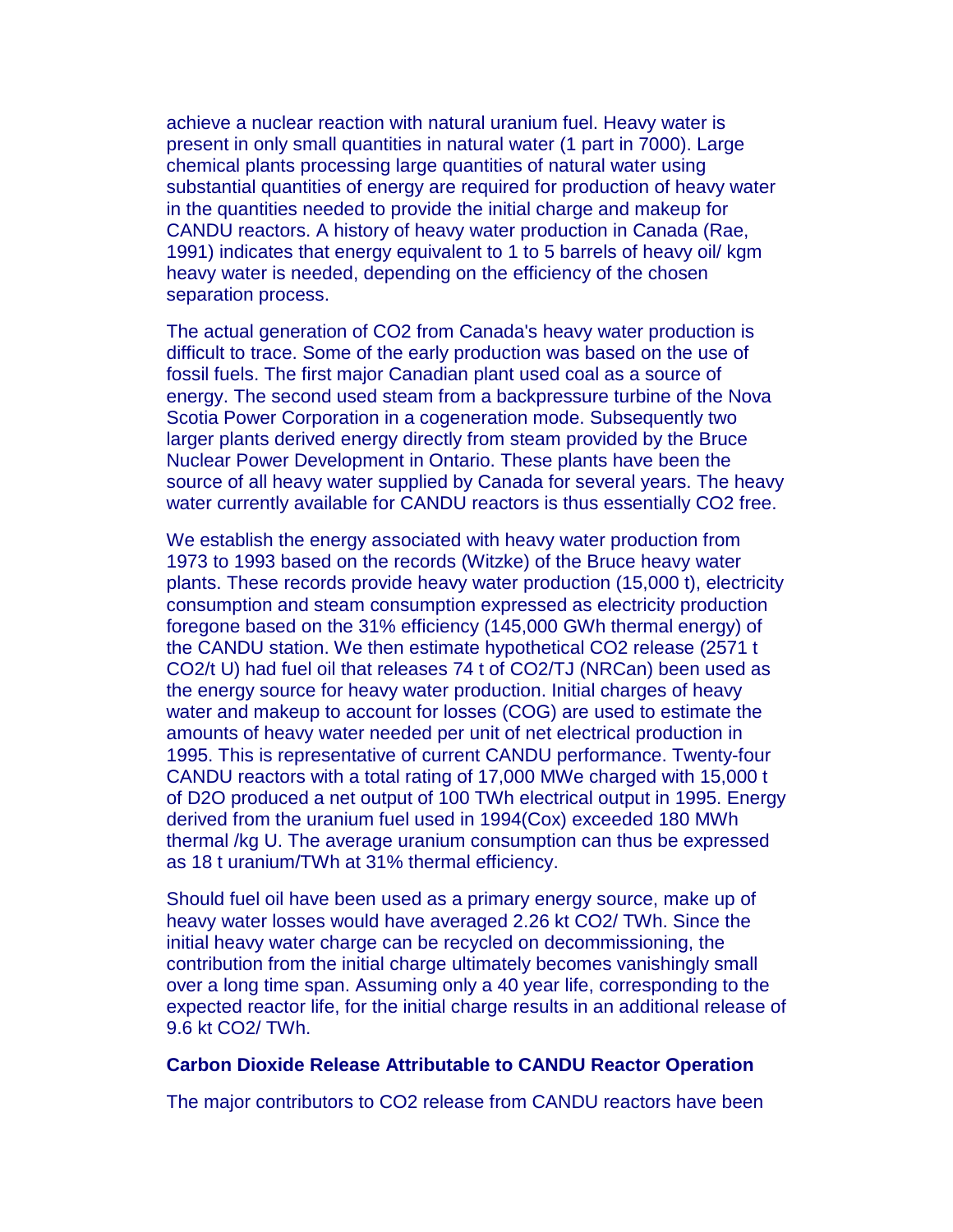achieve a nuclear reaction with natural uranium fuel. Heavy water is present in only small quantities in natural water (1 part in 7000). Large chemical plants processing large quantities of natural water using substantial quantities of energy are required for production of heavy water in the quantities needed to provide the initial charge and makeup for CANDU reactors. A history of heavy water production in Canada (Rae, 1991) indicates that energy equivalent to 1 to 5 barrels of heavy oil/ kgm heavy water is needed, depending on the efficiency of the chosen separation process.

The actual generation of $CO_2$ from Canada's heavy water production is difficult to trace. Some of the early production was based on the use of fossil fuels. The first major Canadian plant used coal as a source of energy. The second used steam from a backpressure turbine of the Nova Scotia Power Corporation in a cogeneration mode. Subsequently two larger plants derived energy directly from steam provided by the Bruce Nuclear Power Development in Ontario. These plants have been the source of all heavy water supplied by Canada for several years. The heavy water currently available for CANDU reactors is thus essentially $CO_2$ free.

We establish the energy associated with heavy water production from 1973 to 1993 based on the records (Witzke) of the Bruce heavy water plants. These records provide heavy water production (15,000 t), electricity consumption and steam consumption expressed as electricity production foregone based on the 31% efficiency (145,000 GWh thermal energy) of the CANDU station. We then estimate hypothetical $CO_2$ release (2571 t $CO_2$/t U) had fuel oil that releases 74 t of $CO_2$/TJ (NRCan) been used as the energy source for heavy water production. Initial charges of heavy water and makeup to account for losses (COG) are used to estimate the amounts of heavy water needed per unit of net electrical production in 1995. This is representative of current CANDU performance. Twenty-four CANDU reactors with a total rating of 17,000 MWe charged with 15,000 t of $D_2O$ produced a net output of 100 TWh electrical output in 1995. Energy derived from the uranium fuel used in 1994(Cox) exceeded 180 MWh thermal /kg U. The average uranium consumption can thus be expressed as 18 t uranium/TWh at 31% thermal efficiency.

Should fuel oil have been used as a primary energy source, make up of heavy water losses would have averaged 2.26 kt $CO_2$/ TWh. Since the initial heavy water charge can be recycled on decommissioning, the contribution from the initial charge ultimately becomes vanishingly small over a long time span. Assuming only a 40 year life, corresponding to the expected reactor life, for the initial charge results in an additional release of 9.6 kt $CO_2$/ TWh.

### Carbon Dioxide Release Attributable to CANDU Reactor Operation

The major contributors to $CO_2$ release from CANDU reactors have been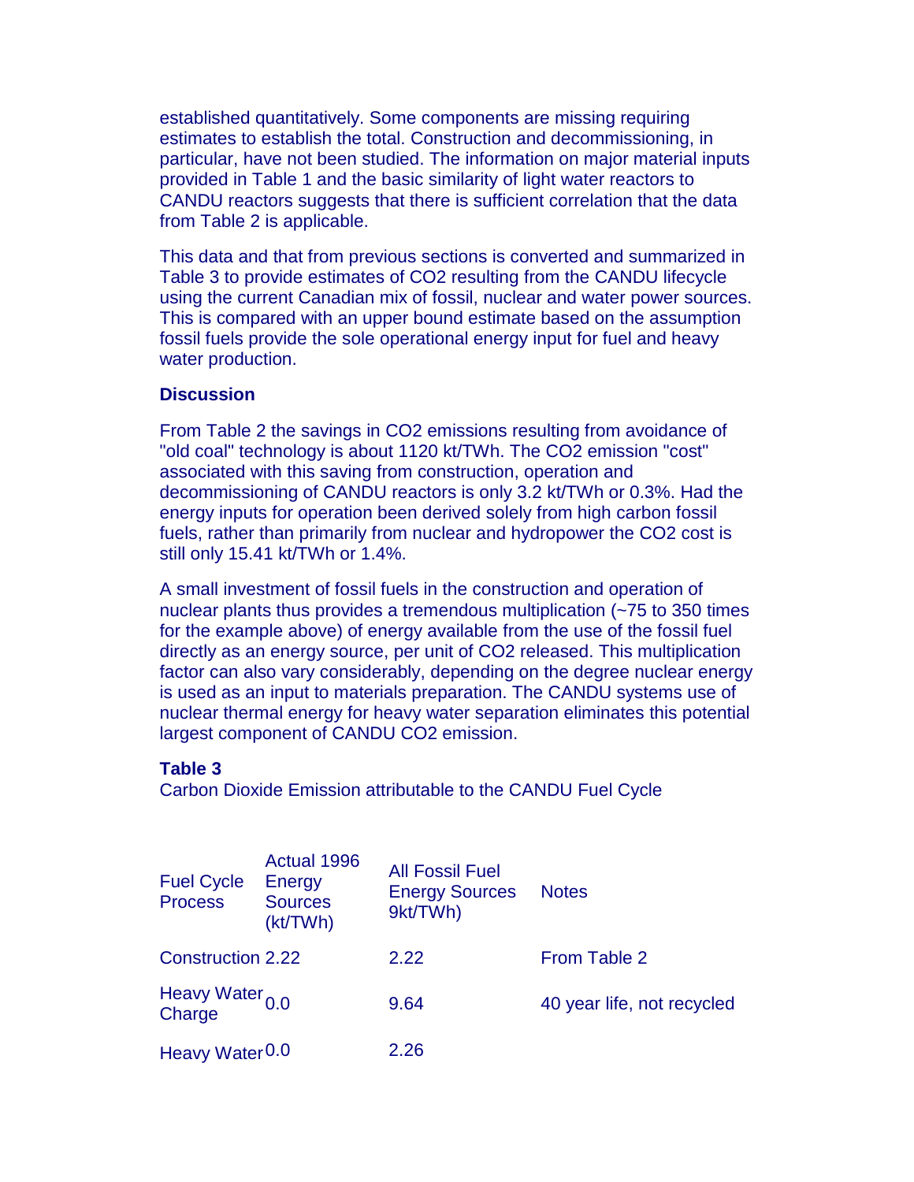established quantitatively. Some components are missing requiring estimates to establish the total. Construction and decommissioning, in particular, have not been studied. The information on major material inputs provided in Table 1 and the basic similarity of light water reactors to CANDU reactors suggests that there is sufficient correlation that the data from Table 2 is applicable.

This data and that from previous sections is converted and summarized in Table 3 to provide estimates of CO2 resulting from the CANDU lifecycle using the current Canadian mix of fossil, nuclear and water power sources. This is compared with an upper bound estimate based on the assumption fossil fuels provide the sole operational energy input for fuel and heavy water production.

**Discussion**

From Table 2 the savings in CO2 emissions resulting from avoidance of "old coal" technology is about 1120 kt/TWh. The CO2 emission "cost" associated with this saving from construction, operation and decommissioning of CANDU reactors is only 3.2 kt/TWh or 0.3%. Had the energy inputs for operation been derived solely from high carbon fossil fuels, rather than primarily from nuclear and hydropower the CO2 cost is still only 15.41 kt/TWh or 1.4%.

A small investment of fossil fuels in the construction and operation of nuclear plants thus provides a tremendous multiplication (~75 to 350 times for the example above) of energy available from the use of the fossil fuel directly as an energy source, per unit of CO2 released. This multiplication factor can also vary considerably, depending on the degree nuclear energy is used as an input to materials preparation. The CANDU systems use of nuclear thermal energy for heavy water separation eliminates this potential largest component of CANDU CO2 emission.

**Table 3**
Carbon Dioxide Emission attributable to the CANDU Fuel Cycle

| Fuel Cycle Process | Actual 1996 Energy Sources (kt/TWh) | All Fossil Fuel Energy Sources 9kt/TWh) | Notes |
|---|---|---|---|
| Construction | 2.22 | 2.22 | From Table 2 |
| Heavy Water Charge | 0.0 | 9.64 | 40 year life, not recycled |
| Heavy Water | 0.0 | 2.26 | |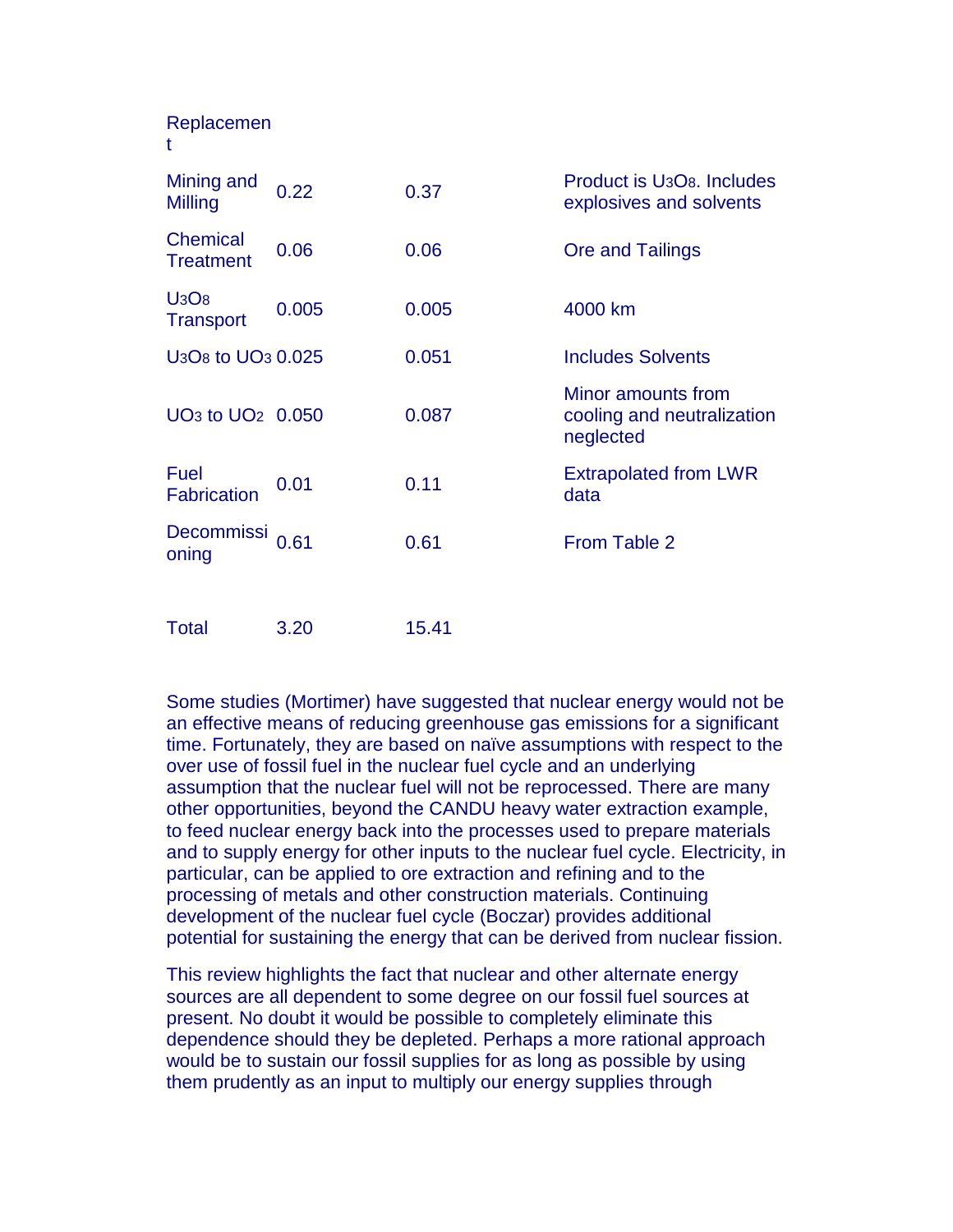| Replacement | | | |
|---|---|---|---|
| Mining and Milling | 0.22 | 0.37 | Product is $U_3O_8$. Includes explosives and solvents |
| Chemical Treatment | 0.06 | 0.06 | Ore and Tailings |
| $U_3O_8$ Transport | 0.005 | 0.005 | 4000 km |
| $U_3O_8$ to $UO_3$ | 0.025 | 0.051 | Includes Solvents |
| $UO_3$ to $UO_2$ | 0.050 | 0.087 | Minor amounts from cooling and neutralization neglected |
| Fuel Fabrication | 0.01 | 0.11 | Extrapolated from LWR data |
| Decommissioning | 0.61 | 0.61 | From Table 2 |
| | | | |
| Total | 3.20 | 15.41 | |

Some studies (Mortimer) have suggested that nuclear energy would not be an effective means of reducing greenhouse gas emissions for a significant time. Fortunately, they are based on naïve assumptions with respect to the over use of fossil fuel in the nuclear fuel cycle and an underlying assumption that the nuclear fuel will not be reprocessed. There are many other opportunities, beyond the CANDU heavy water extraction example, to feed nuclear energy back into the processes used to prepare materials and to supply energy for other inputs to the nuclear fuel cycle. Electricity, in particular, can be applied to ore extraction and refining and to the processing of metals and other construction materials. Continuing development of the nuclear fuel cycle (Boczar) provides additional potential for sustaining the energy that can be derived from nuclear fission.

This review highlights the fact that nuclear and other alternate energy sources are all dependent to some degree on our fossil fuel sources at present. No doubt it would be possible to completely eliminate this dependence should they be depleted. Perhaps a more rational approach would be to sustain our fossil supplies for as long as possible by using them prudently as an input to multiply our energy supplies through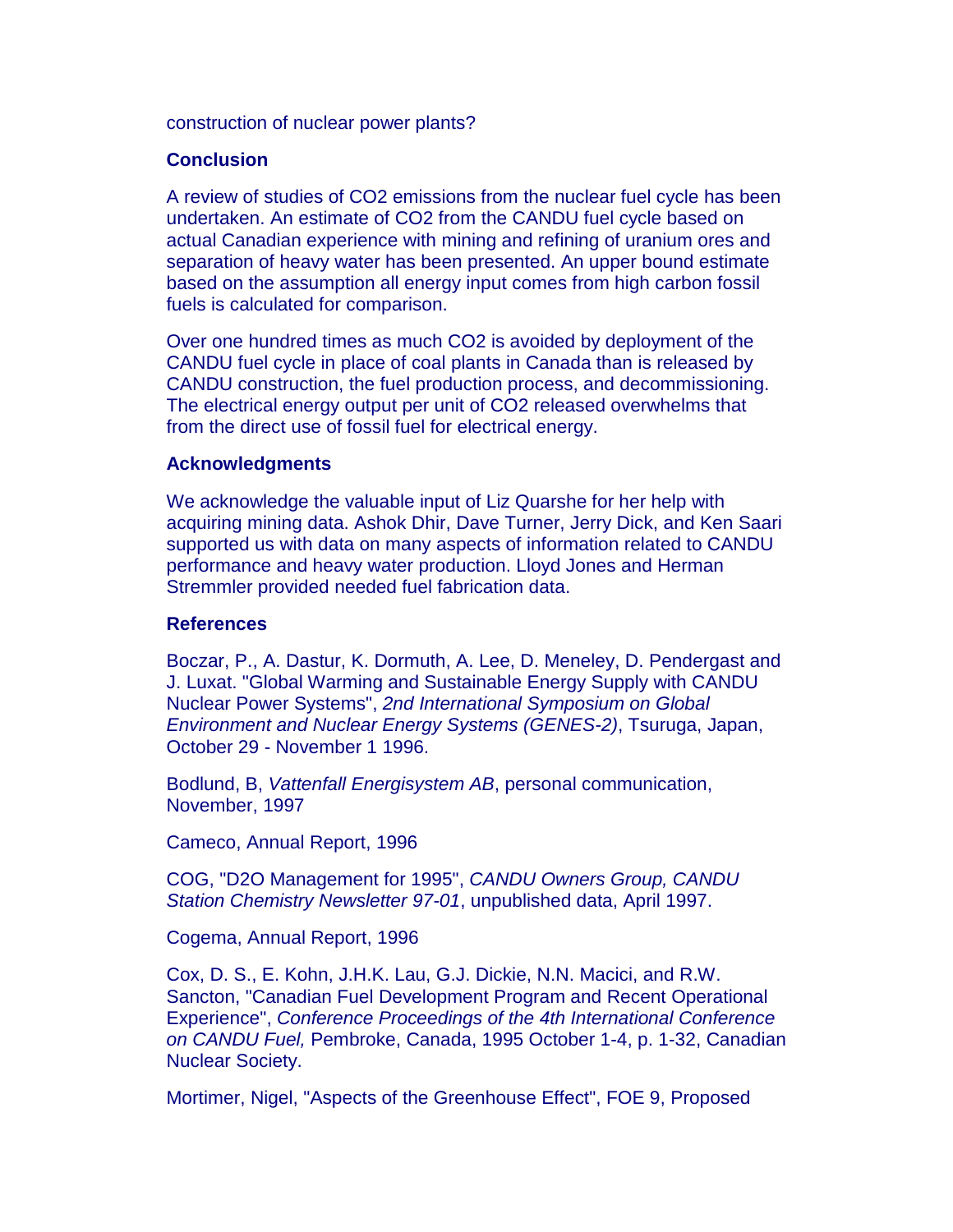construction of nuclear power plants?

## Conclusion

A review of studies of $CO_2$ emissions from the nuclear fuel cycle has been undertaken. An estimate of $CO_2$ from the CANDU fuel cycle based on actual Canadian experience with mining and refining of uranium ores and separation of heavy water has been presented. An upper bound estimate based on the assumption all energy input comes from high carbon fossil fuels is calculated for comparison.

Over one hundred times as much $CO_2$ is avoided by deployment of the CANDU fuel cycle in place of coal plants in Canada than is released by CANDU construction, the fuel production process, and decommissioning. The electrical energy output per unit of $CO_2$ released overwhelms that from the direct use of fossil fuel for electrical energy.

## Acknowledgments

We acknowledge the valuable input of Liz Quarshe for her help with acquiring mining data. Ashok Dhir, Dave Turner, Jerry Dick, and Ken Saari supported us with data on many aspects of information related to CANDU performance and heavy water production. Lloyd Jones and Herman Stremmler provided needed fuel fabrication data.

## References

Boczar, P., A. Dastur, K. Dormuth, A. Lee, D. Meneley, D. Pendergast and J. Luxat. "Global Warming and Sustainable Energy Supply with CANDU Nuclear Power Systems", *2nd International Symposium on Global Environment and Nuclear Energy Systems (GENES-2)*, Tsuruga, Japan, October 29 - November 1 1996.

Bodlund, B, *Vattenfall Energisystem AB*, personal communication, November, 1997

Cameco, Annual Report, 1996

COG, "$D_2O$ Management for 1995", *CANDU Owners Group, CANDU Station Chemistry Newsletter 97-01*, unpublished data, April 1997.

Cogema, Annual Report, 1996

Cox, D. S., E. Kohn, J.H.K. Lau, G.J. Dickie, N.N. Macici, and R.W. Sancton, "Canadian Fuel Development Program and Recent Operational Experience", *Conference Proceedings of the 4th International Conference on CANDU Fuel,* Pembroke, Canada, 1995 October 1-4, p. 1-32, Canadian Nuclear Society.

Mortimer, Nigel, "Aspects of the Greenhouse Effect", FOE 9, Proposed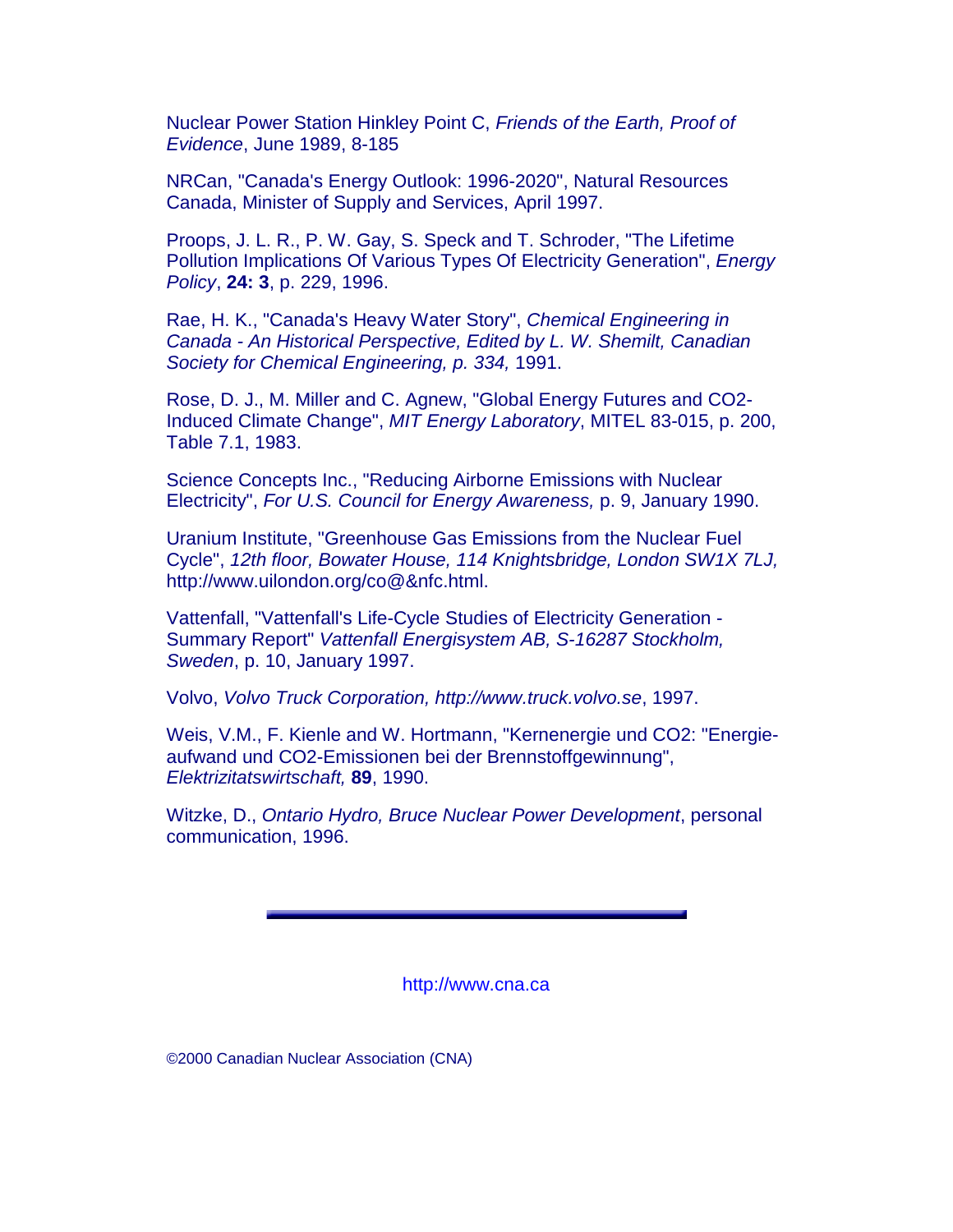Nuclear Power Station Hinkley Point C, *Friends of the Earth, Proof of Evidence*, June 1989, 8-185

NRCan, "Canada's Energy Outlook: 1996-2020", Natural Resources Canada, Minister of Supply and Services, April 1997.

Proops, J. L. R., P. W. Gay, S. Speck and T. Schroder, "The Lifetime Pollution Implications Of Various Types Of Electricity Generation", *Energy Policy*, **24: 3**, p. 229, 1996.

Rae, H. K., "Canada's Heavy Water Story", *Chemical Engineering in Canada - An Historical Perspective, Edited by L. W. Shemilt, Canadian Society for Chemical Engineering, p. 334,* 1991.

Rose, D. J., M. Miller and C. Agnew, "Global Energy Futures and CO2-Induced Climate Change", *MIT Energy Laboratory*, MITEL 83-015, p. 200, Table 7.1, 1983.

Science Concepts Inc., "Reducing Airborne Emissions with Nuclear Electricity", *For U.S. Council for Energy Awareness,* p. 9, January 1990.

Uranium Institute, "Greenhouse Gas Emissions from the Nuclear Fuel Cycle", *12th floor, Bowater House, 114 Knightsbridge, London SW1X 7LJ,* http://www.uilondon.org/co@&nfc.html.

Vattenfall, "Vattenfall's Life-Cycle Studies of Electricity Generation - Summary Report" *Vattenfall Energisystem AB, S-16287 Stockholm, Sweden*, p. 10, January 1997.

Volvo, *Volvo Truck Corporation, http://www.truck.volvo.se*, 1997.

Weis, V.M., F. Kienle and W. Hortmann, "Kernenergie und CO2: "Energie-aufwand und CO2-Emissionen bei der Brennstoffgewinnung", *Elektrizitatswirtschaft,* **89**, 1990.

Witzke, D., *Ontario Hydro, Bruce Nuclear Power Development*, personal communication, 1996.

---

http://www.cna.ca

©2000 Canadian Nuclear Association (CNA)